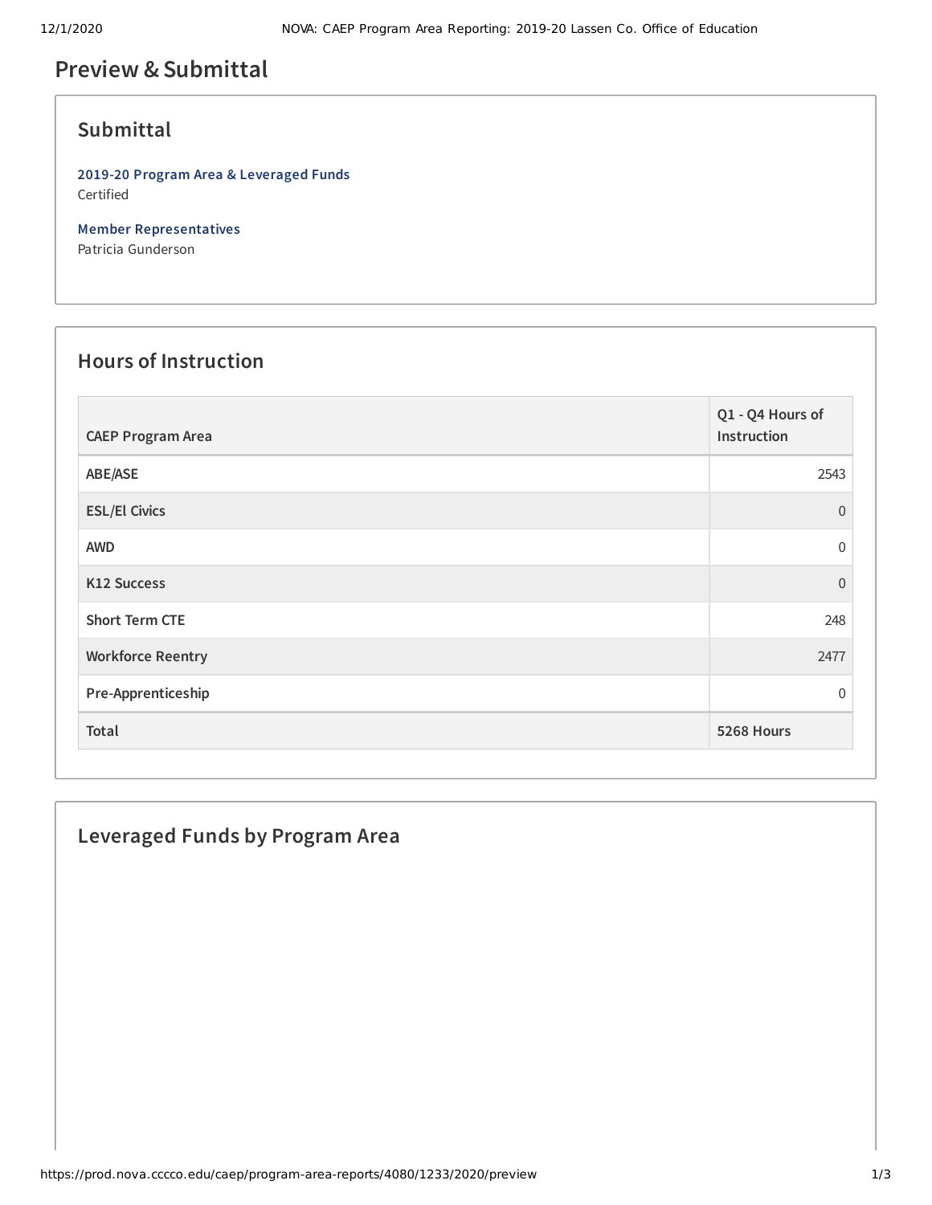# Preview & Submittal

## Submittal

**2019-20 Program Area & Leveraged Funds**
Certified

**Member Representatives**
Patricia Gunderson

## Hours of Instruction

| CAEP Program Area | Q1 - Q4 Hours of Instruction |
| --- | --- |
| ABE/ASE | 2543 |
| ESL/El Civics | 0 |
| AWD | 0 |
| K12 Success | 0 |
| Short Term CTE | 248 |
| Workforce Reentry | 2477 |
| Pre-Apprenticeship | 0 |
| **Total** | **5268 Hours** |

## Leveraged Funds by Program Area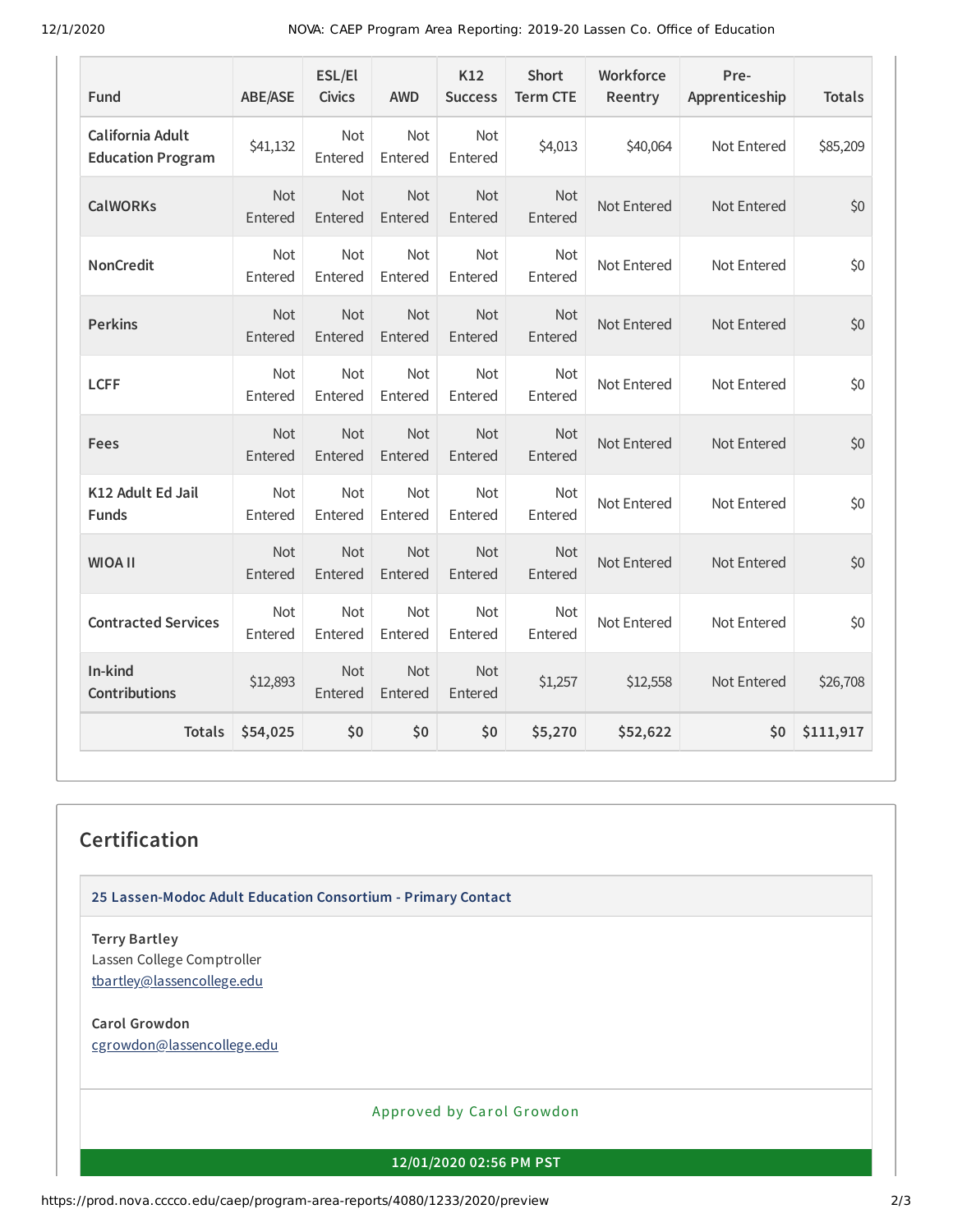| Fund | ABE/ASE | ESL/El Civics | AWD | K12 Success | Short Term CTE | Workforce Reentry | Pre-Apprenticeship | Totals |
|---|---|---|---|---|---|---|---|---|
| California Adult Education Program | $41,132 | Not Entered | Not Entered | Not Entered | $4,013 | $40,064 | Not Entered | $85,209 |
| CalWORKs | Not Entered | Not Entered | Not Entered | Not Entered | Not Entered | Not Entered | Not Entered | $0 |
| NonCredit | Not Entered | Not Entered | Not Entered | Not Entered | Not Entered | Not Entered | Not Entered | $0 |
| Perkins | Not Entered | Not Entered | Not Entered | Not Entered | Not Entered | Not Entered | Not Entered | $0 |
| LCFF | Not Entered | Not Entered | Not Entered | Not Entered | Not Entered | Not Entered | Not Entered | $0 |
| Fees | Not Entered | Not Entered | Not Entered | Not Entered | Not Entered | Not Entered | Not Entered | $0 |
| K12 Adult Ed Jail Funds | Not Entered | Not Entered | Not Entered | Not Entered | Not Entered | Not Entered | Not Entered | $0 |
| WIOA II | Not Entered | Not Entered | Not Entered | Not Entered | Not Entered | Not Entered | Not Entered | $0 |
| Contracted Services | Not Entered | Not Entered | Not Entered | Not Entered | Not Entered | Not Entered | Not Entered | $0 |
| In-kind Contributions | $12,893 | Not Entered | Not Entered | Not Entered | $1,257 | $12,558 | Not Entered | $26,708 |
| **Totals** | **$54,025** | **$0** | **$0** | **$0** | **$5,270** | **$52,622** | **$0** | **$111,917** |

## Certification

**25 Lassen-Modoc Adult Education Consortium - Primary Contact**

**Terry Bartley**
Lassen College Comptroller
tbartley@lassencollege.edu

**Carol Growdon**
cgrowdon@lassencollege.edu

Approved by Carol Growdon

**12/01/2020 02:56 PM PST**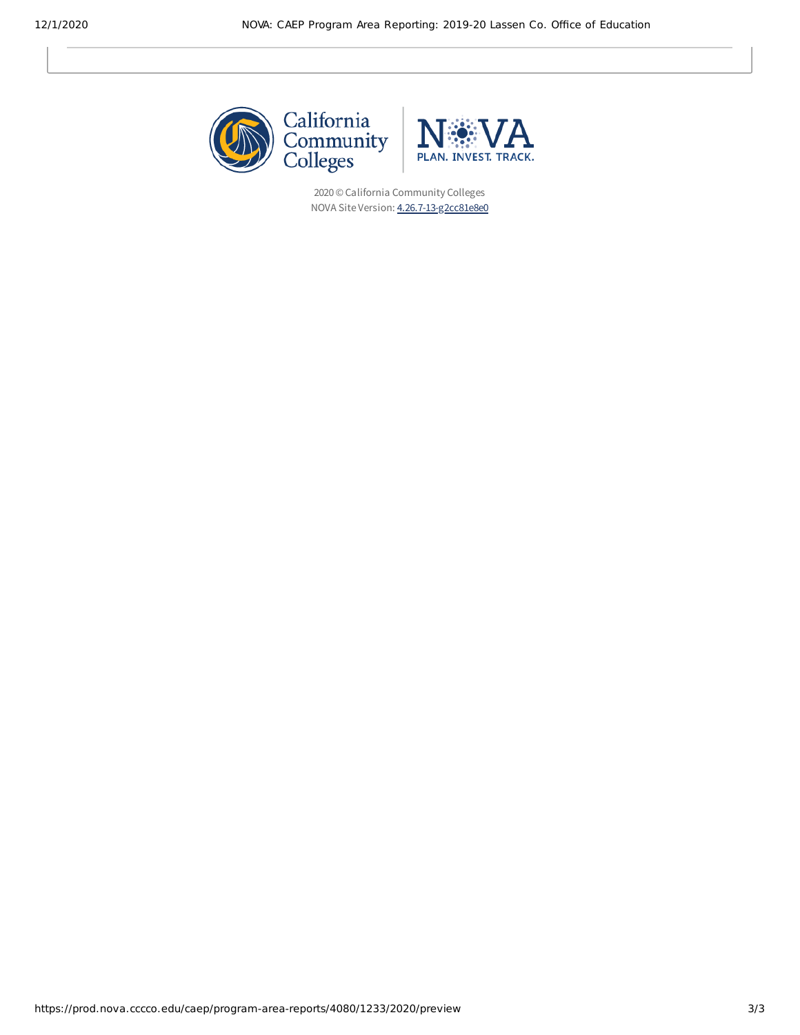2020 © California Community Colleges
NOVA Site Version: 4.26.7-13-g2cc81e8e0